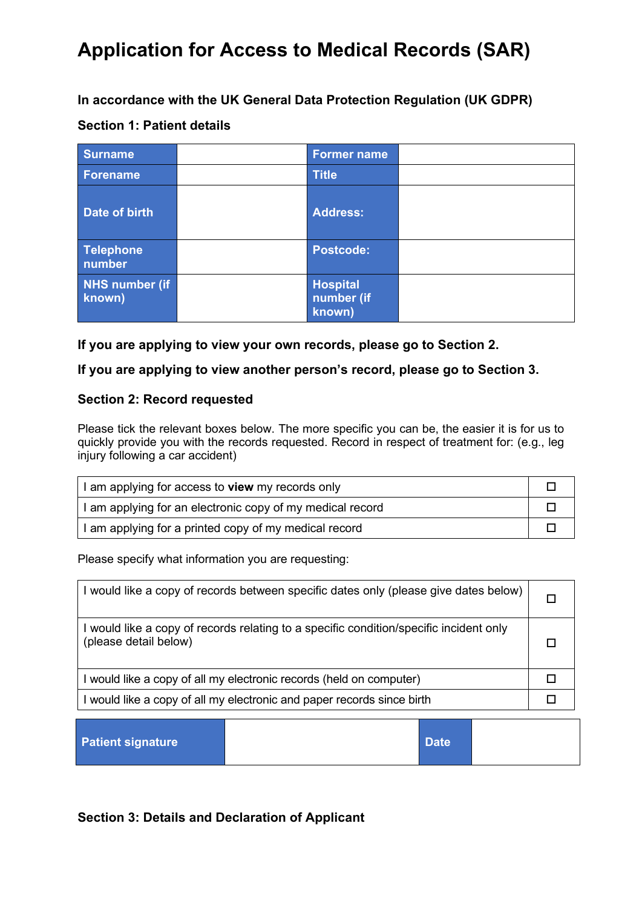# Application for Access to Medical Records (SAR)

**In accordance with the UK General Data Protection Regulation (UK GDPR)**

**Section 1: Patient details**

| Surname | | Former name | |
|---|---|---|---|
| Forename | | Title | |
| Date of birth | | Address: | |
| Telephone number | | Postcode: | |
| NHS number (if known) | | Hospital number (if known) | |

**If you are applying to view your own records, please go to Section 2.**

**If you are applying to view another person's record, please go to Section 3.**

**Section 2: Record requested**

Please tick the relevant boxes below. The more specific you can be, the easier it is for us to quickly provide you with the records requested. Record in respect of treatment for: (e.g., leg injury following a car accident)

| | |
|---|---|
| I am applying for access to **view** my records only | ☐ |
| I am applying for an electronic copy of my medical record | ☐ |
| I am applying for a printed copy of my medical record | ☐ |

Please specify what information you are requesting:

| | |
|---|---|
| I would like a copy of records between specific dates only (please give dates below) | ☐ |
| I would like a copy of records relating to a specific condition/specific incident only (please detail below) | ☐ |
| I would like a copy of all my electronic records (held on computer) | ☐ |
| I would like a copy of all my electronic and paper records since birth | ☐ |

| Patient signature | | Date | |
|---|---|---|---|

**Section 3: Details and Declaration of Applicant**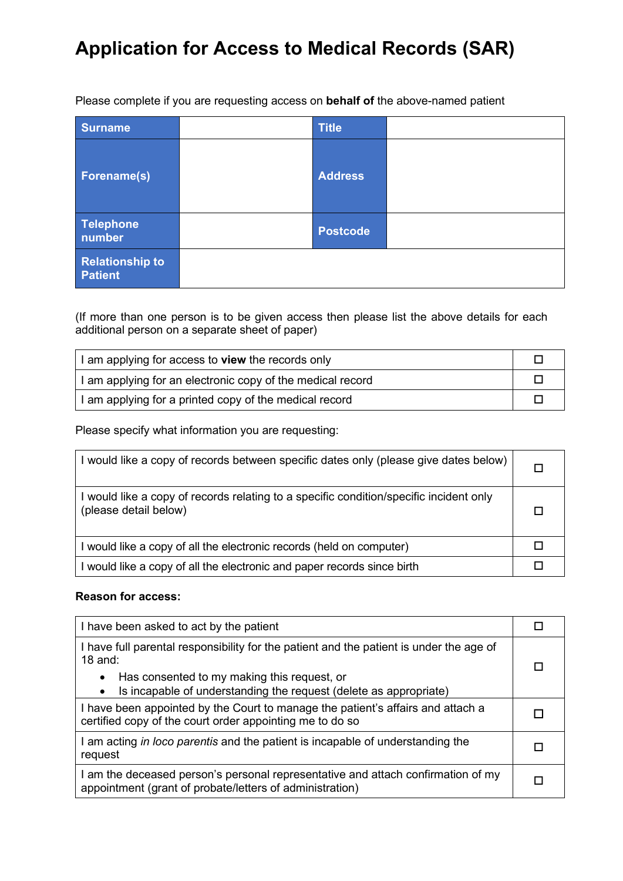# Application for Access to Medical Records (SAR)

Please complete if you are requesting access on **behalf of** the above-named patient

| Surname | | Title | |
|---|---|---|---|
| Forename(s) | | Address | |
| Telephone number | | Postcode | |
| Relationship to Patient | | | |

(If more than one person is to be given access then please list the above details for each additional person on a separate sheet of paper)

| | |
|---|---|
| I am applying for access to **view** the records only | ☐ |
| I am applying for an electronic copy of the medical record | ☐ |
| I am applying for a printed copy of the medical record | ☐ |

Please specify what information you are requesting:

| | |
|---|---|
| I would like a copy of records between specific dates only (please give dates below) | ☐ |
| I would like a copy of records relating to a specific condition/specific incident only (please detail below) | ☐ |
| I would like a copy of all the electronic records (held on computer) | ☐ |
| I would like a copy of all the electronic and paper records since birth | ☐ |

**Reason for access:**

| | |
|---|---|
| I have been asked to act by the patient | ☐ |
| I have full parental responsibility for the patient and the patient is under the age of 18 and: <br>• Has consented to my making this request, or <br>• Is incapable of understanding the request (delete as appropriate) | ☐ |
| I have been appointed by the Court to manage the patient's affairs and attach a certified copy of the court order appointing me to do so | ☐ |
| I am acting *in loco parentis* and the patient is incapable of understanding the request | ☐ |
| I am the deceased person's personal representative and attach confirmation of my appointment (grant of probate/letters of administration) | ☐ |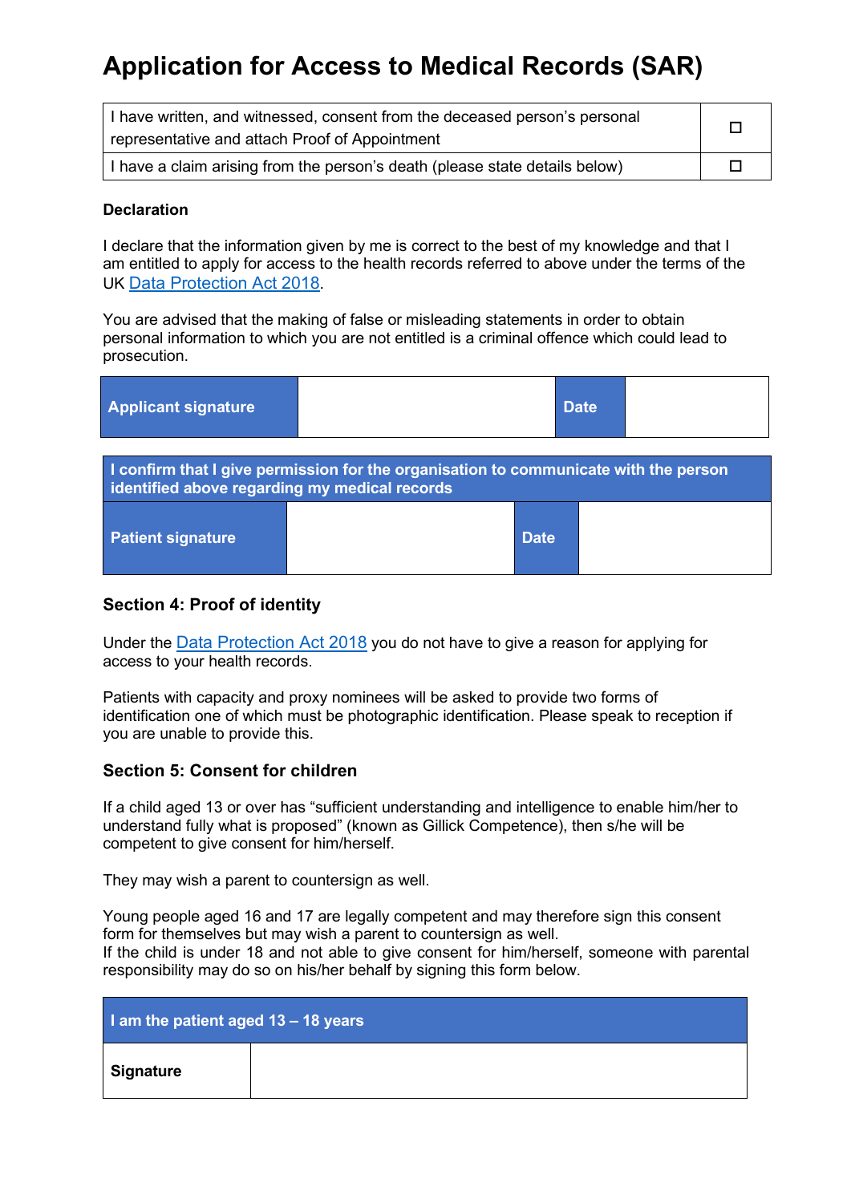# Application for Access to Medical Records (SAR)

| | |
|---|---|
| I have written, and witnessed, consent from the deceased person's personal representative and attach Proof of Appointment | ☐ |
| I have a claim arising from the person's death (please state details below) | ☐ |

**Declaration**

I declare that the information given by me is correct to the best of my knowledge and that I am entitled to apply for access to the health records referred to above under the terms of the UK Data Protection Act 2018.

You are advised that the making of false or misleading statements in order to obtain personal information to which you are not entitled is a criminal offence which could lead to prosecution.

| **Applicant signature** | | **Date** | |
|---|---|---|---|

| **I confirm that I give permission for the organisation to communicate with the person identified above regarding my medical records** | | | |
|---|---|---|---|
| **Patient signature** | | **Date** | |

### Section 4: Proof of identity

Under the Data Protection Act 2018 you do not have to give a reason for applying for access to your health records.

Patients with capacity and proxy nominees will be asked to provide two forms of identification one of which must be photographic identification. Please speak to reception if you are unable to provide this.

### Section 5: Consent for children

If a child aged 13 or over has "sufficient understanding and intelligence to enable him/her to understand fully what is proposed" (known as Gillick Competence), then s/he will be competent to give consent for him/herself.

They may wish a parent to countersign as well.

Young people aged 16 and 17 are legally competent and may therefore sign this consent form for themselves but may wish a parent to countersign as well.
If the child is under 18 and not able to give consent for him/herself, someone with parental responsibility may do so on his/her behalf by signing this form below.

| **I am the patient aged 13 – 18 years** | |
|---|---|
| **Signature** | |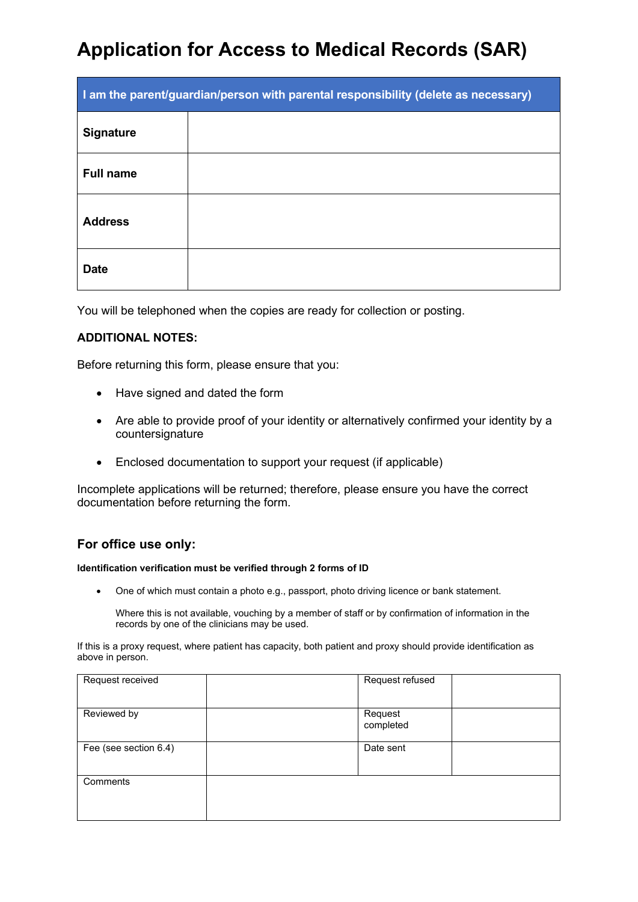# Application for Access to Medical Records (SAR)

| I am the parent/guardian/person with parental responsibility (delete as necessary) | |
|---|---|
| **Signature** | |
| **Full name** | |
| **Address** | |
| **Date** | |

You will be telephoned when the copies are ready for collection or posting.

**ADDITIONAL NOTES:**

Before returning this form, please ensure that you:

- Have signed and dated the form
- Are able to provide proof of your identity or alternatively confirmed your identity by a countersignature
- Enclosed documentation to support your request (if applicable)

Incomplete applications will be returned; therefore, please ensure you have the correct documentation before returning the form.

## For office use only:

**Identification verification must be verified through 2 forms of ID**

- One of which must contain a photo e.g., passport, photo driving licence or bank statement.

  Where this is not available, vouching by a member of staff or by confirmation of information in the records by one of the clinicians may be used.

If this is a proxy request, where patient has capacity, both patient and proxy should provide identification as above in person.

| Request received | | Request refused | |
|---|---|---|---|
| Reviewed by | | Request completed | |
| Fee (see section 6.4) | | Date sent | |
| Comments | | | |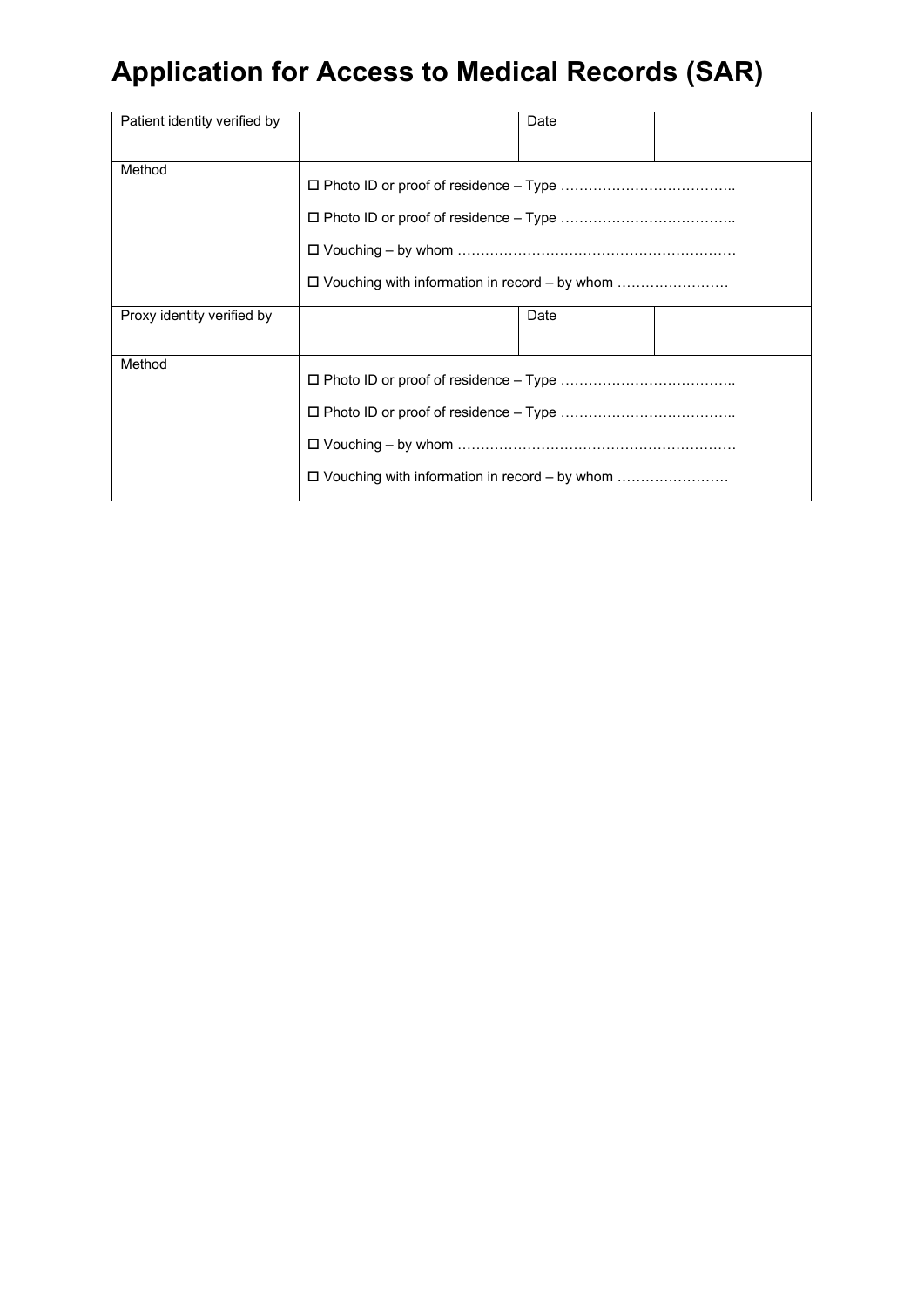# Application for Access to Medical Records (SAR)

| | | | |
|---|---|---|---|
| Patient identity verified by | | Date | |
| Method | ☐ Photo ID or proof of residence – Type ………………………………..<br>☐ Photo ID or proof of residence – Type ………………………………..<br>☐ Vouching – by whom ……………………………………………………<br>☐ Vouching with information in record – by whom …………………… | | |
| Proxy identity verified by | | Date | |
| Method | ☐ Photo ID or proof of residence – Type ………………………………..<br>☐ Photo ID or proof of residence – Type ………………………………..<br>☐ Vouching – by whom ……………………………………………………<br>☐ Vouching with information in record – by whom …………………… | | |